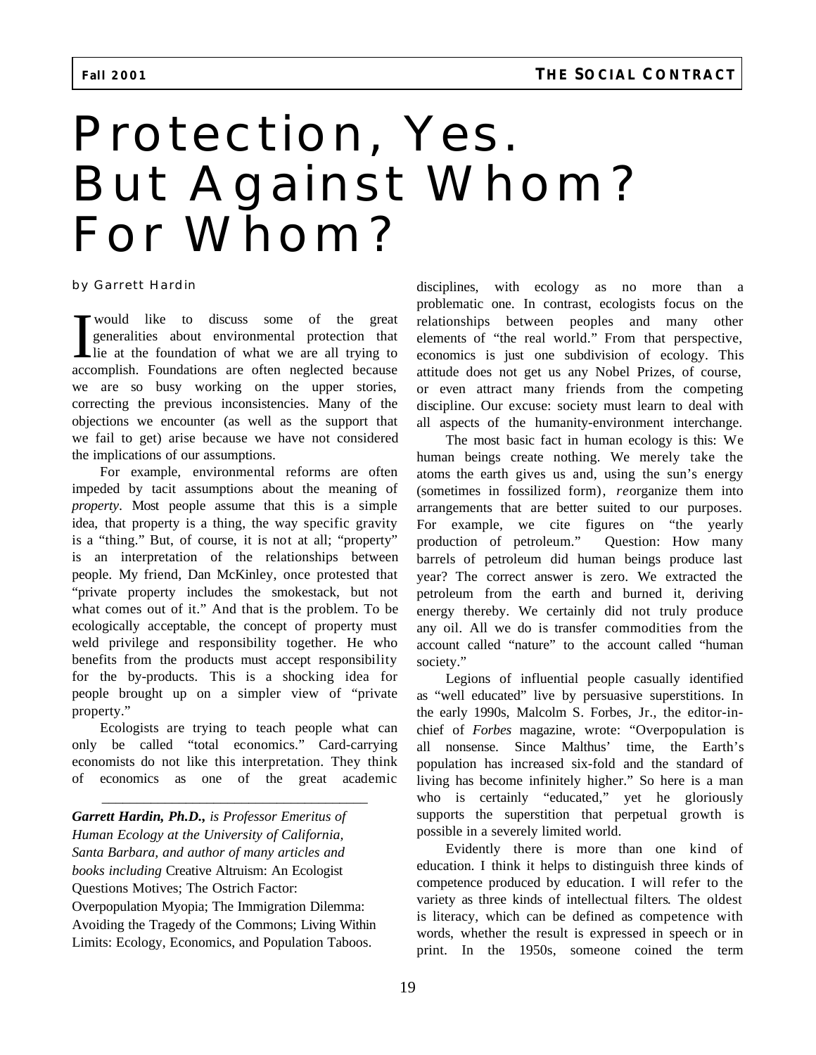# Protection, Yes. But Against Whom? For Whom?

by Garrett Hardin

I would like to discuss some of the great generalities about environmental protection that lie at the foundation of what we are all trying to accomplish. Foundations are often neglected because we are so busy working on the upper stories, correcting the previous inconsistencies. Many of the objections we encounter (as well as the support that we fail to get) arise because we have not considered the implications of our assumptions.

For example, environmental reforms are often impeded by tacit assumptions about the meaning of *property*. Most people assume that this is a simple idea, that property is a thing, the way specific gravity is a "thing." But, of course, it is not at all; "property" is an interpretation of the relationships between people. My friend, Dan McKinley, once protested that "private property includes the smokestack, but not what comes out of it." And that is the problem. To be ecologically acceptable, the concept of property must weld privilege and responsibility together. He who benefits from the products must accept responsibility for the by-products. This is a shocking idea for people brought up on a simpler view of "private property."

Ecologists are trying to teach people what can only be called "total economics." Card-carrying economists do not like this interpretation. They think of economics as one of the great academic disciplines, with ecology as no more than a problematic one. In contrast, ecologists focus on the relationships between peoples and many other elements of "the real world." From that perspective, economics is just one subdivision of ecology. This attitude does not get us any Nobel Prizes, of course, or even attract many friends from the competing discipline. Our excuse: society must learn to deal with all aspects of the humanity-environment interchange.

The most basic fact in human ecology is this: We human beings create nothing. We merely take the atoms the earth gives us and, using the sun's energy (sometimes in fossilized form), *re*organize them into arrangements that are better suited to our purposes. For example, we cite figures on "the yearly production of petroleum." Question: How many barrels of petroleum did human beings produce last year? The correct answer is zero. We extracted the petroleum from the earth and burned it, deriving energy thereby. We certainly did not truly produce any oil. All we do is transfer commodities from the account called "nature" to the account called "human society."

Legions of influential people casually identified as "well educated" live by persuasive superstitions. In the early 1990s, Malcolm S. Forbes, Jr., the editor-in-chief of *Forbes* magazine, wrote: "Overpopulation is all nonsense. Since Malthus' time, the Earth's population has increased six-fold and the standard of living has become infinitely higher." So here is a man who is certainly "educated," yet he gloriously supports the superstition that perpetual growth is possible in a severely limited world.

Evidently there is more than one kind of education. I think it helps to distinguish three kinds of competence produced by education. I will refer to the variety as three kinds of intellectual filters. The oldest is literacy, which can be defined as competence with words, whether the result is expressed in speech or in print. In the 1950s, someone coined the term

---

***Garrett Hardin, Ph.D.,** is Professor Emeritus of Human Ecology at the University of California, Santa Barbara, and author of many articles and books including* Creative Altruism: An Ecologist Questions Motives; The Ostrich Factor: Overpopulation Myopia; The Immigration Dilemma: Avoiding the Tragedy of the Commons; Living Within Limits: Ecology, Economics, and Population Taboos.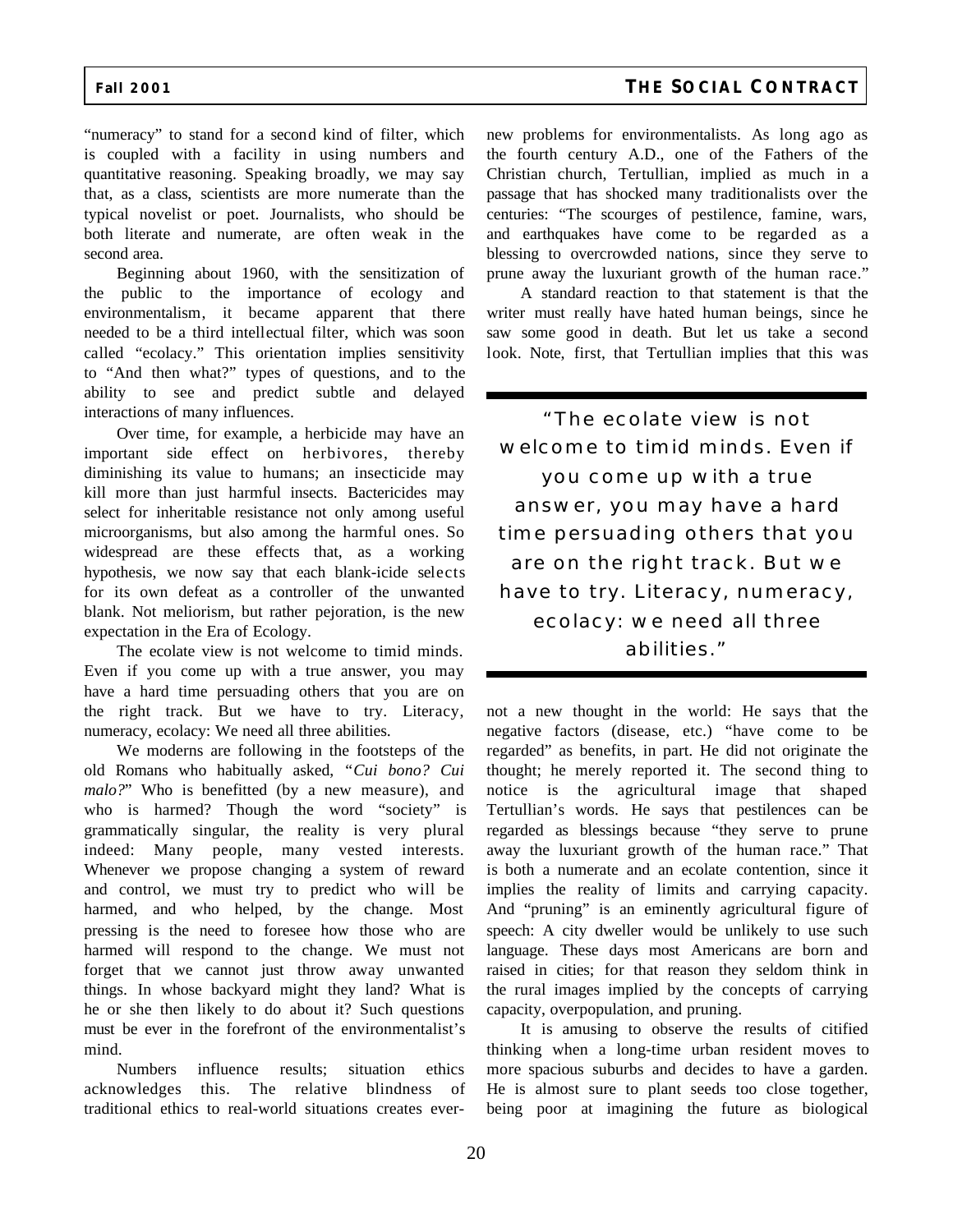"numeracy" to stand for a second kind of filter, which is coupled with a facility in using numbers and quantitative reasoning. Speaking broadly, we may say that, as a class, scientists are more numerate than the typical novelist or poet. Journalists, who should be both literate and numerate, are often weak in the second area.

Beginning about 1960, with the sensitization of the public to the importance of ecology and environmentalism, it became apparent that there needed to be a third intellectual filter, which was soon called "ecolacy." This orientation implies sensitivity to "And then what?" types of questions, and to the ability to see and predict subtle and delayed interactions of many influences.

Over time, for example, a herbicide may have an important side effect on herbivores, thereby diminishing its value to humans; an insecticide may kill more than just harmful insects. Bactericides may select for inheritable resistance not only among useful microorganisms, but also among the harmful ones. So widespread are these effects that, as a working hypothesis, we now say that each blank-icide selects for its own defeat as a controller of the unwanted blank. Not meliorism, but rather pejoration, is the new expectation in the Era of Ecology.

The ecolate view is not welcome to timid minds. Even if you come up with a true answer, you may have a hard time persuading others that you are on the right track. But we have to try. Literacy, numeracy, ecolacy: We need all three abilities.

We moderns are following in the footsteps of the old Romans who habitually asked, "*Cui bono? Cui malo?*" Who is benefitted (by a new measure), and who is harmed? Though the word "society" is grammatically singular, the reality is very plural indeed: Many people, many vested interests. Whenever we propose changing a system of reward and control, we must try to predict who will be harmed, and who helped, by the change. Most pressing is the need to foresee how those who are harmed will respond to the change. We must not forget that we cannot just throw away unwanted things. In whose backyard might they land? What is he or she then likely to do about it? Such questions must be ever in the forefront of the environmentalist's mind.

Numbers influence results; situation ethics acknowledges this. The relative blindness of traditional ethics to real-world situations creates ever-new problems for environmentalists. As long ago as the fourth century A.D., one of the Fathers of the Christian church, Tertullian, implied as much in a passage that has shocked many traditionalists over the centuries: "The scourges of pestilence, famine, wars, and earthquakes have come to be regarded as a blessing to overcrowded nations, since they serve to prune away the luxuriant growth of the human race."

A standard reaction to that statement is that the writer must really have hated human beings, since he saw some good in death. But let us take a second look. Note, first, that Tertullian implies that this was not a new thought in the world: He says that the negative factors (disease, etc.) "have come to be regarded" as benefits, in part. He did not originate the thought; he merely reported it. The second thing to notice is the agricultural image that shaped Tertullian's words. He says that pestilences can be regarded as blessings because "they serve to prune away the luxuriant growth of the human race." That is both a numerate and an ecolate contention, since it implies the reality of limits and carrying capacity. And "pruning" is an eminently agricultural figure of speech: A city dweller would be unlikely to use such language. These days most Americans are born and raised in cities; for that reason they seldom think in the rural images implied by the concepts of carrying capacity, overpopulation, and pruning.

> "The ecolate view is not welcome to timid minds. Even if you come up with a true answer, you may have a hard time persuading others that you are on the right track. But we have to try. Literacy, numeracy, ecolacy: we need all three abilities."

It is amusing to observe the results of citified thinking when a long-time urban resident moves to more spacious suburbs and decides to have a garden. He is almost sure to plant seeds too close together, being poor at imagining the future as biological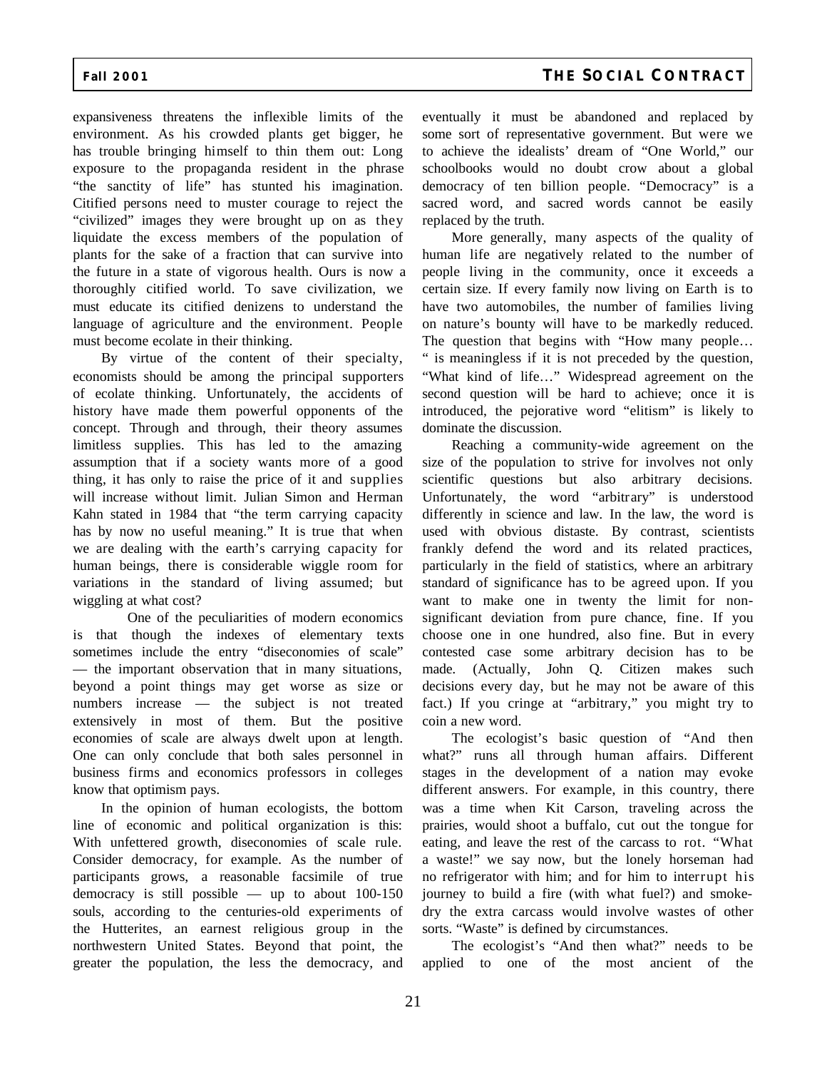expansiveness threatens the inflexible limits of the environment. As his crowded plants get bigger, he has trouble bringing himself to thin them out: Long exposure to the propaganda resident in the phrase "the sanctity of life" has stunted his imagination. Citified persons need to muster courage to reject the "civilized" images they were brought up on as they liquidate the excess members of the population of plants for the sake of a fraction that can survive into the future in a state of vigorous health. Ours is now a thoroughly citified world. To save civilization, we must educate its citified denizens to understand the language of agriculture and the environment. People must become ecolate in their thinking.

By virtue of the content of their specialty, economists should be among the principal supporters of ecolate thinking. Unfortunately, the accidents of history have made them powerful opponents of the concept. Through and through, their theory assumes limitless supplies. This has led to the amazing assumption that if a society wants more of a good thing, it has only to raise the price of it and supplies will increase without limit. Julian Simon and Herman Kahn stated in 1984 that "the term carrying capacity has by now no useful meaning." It is true that when we are dealing with the earth's carrying capacity for human beings, there is considerable wiggle room for variations in the standard of living assumed; but wiggling at what cost?

One of the peculiarities of modern economics is that though the indexes of elementary texts sometimes include the entry "diseconomies of scale" — the important observation that in many situations, beyond a point things may get worse as size or numbers increase — the subject is not treated extensively in most of them. But the positive economies of scale are always dwelt upon at length. One can only conclude that both sales personnel in business firms and economics professors in colleges know that optimism pays.

In the opinion of human ecologists, the bottom line of economic and political organization is this: With unfettered growth, diseconomies of scale rule. Consider democracy, for example. As the number of participants grows, a reasonable facsimile of true democracy is still possible — up to about 100-150 souls, according to the centuries-old experiments of the Hutterites, an earnest religious group in the northwestern United States. Beyond that point, the greater the population, the less the democracy, and eventually it must be abandoned and replaced by some sort of representative government. But were we to achieve the idealists' dream of "One World," our schoolbooks would no doubt crow about a global democracy of ten billion people. "Democracy" is a sacred word, and sacred words cannot be easily replaced by the truth.

More generally, many aspects of the quality of human life are negatively related to the number of people living in the community, once it exceeds a certain size. If every family now living on Earth is to have two automobiles, the number of families living on nature's bounty will have to be markedly reduced. The question that begins with "How many people… " is meaningless if it is not preceded by the question, "What kind of life…" Widespread agreement on the second question will be hard to achieve; once it is introduced, the pejorative word "elitism" is likely to dominate the discussion.

Reaching a community-wide agreement on the size of the population to strive for involves not only scientific questions but also arbitrary decisions. Unfortunately, the word "arbitrary" is understood differently in science and law. In the law, the word is used with obvious distaste. By contrast, scientists frankly defend the word and its related practices, particularly in the field of statistics, where an arbitrary standard of significance has to be agreed upon. If you want to make one in twenty the limit for non-significant deviation from pure chance, fine. If you choose one in one hundred, also fine. But in every contested case some arbitrary decision has to be made. (Actually, John Q. Citizen makes such decisions every day, but he may not be aware of this fact.) If you cringe at "arbitrary," you might try to coin a new word.

The ecologist's basic question of "And then what?" runs all through human affairs. Different stages in the development of a nation may evoke different answers. For example, in this country, there was a time when Kit Carson, traveling across the prairies, would shoot a buffalo, cut out the tongue for eating, and leave the rest of the carcass to rot. "What a waste!" we say now, but the lonely horseman had no refrigerator with him; and for him to interrupt his journey to build a fire (with what fuel?) and smoke-dry the extra carcass would involve wastes of other sorts. "Waste" is defined by circumstances.

The ecologist's "And then what?" needs to be applied to one of the most ancient of the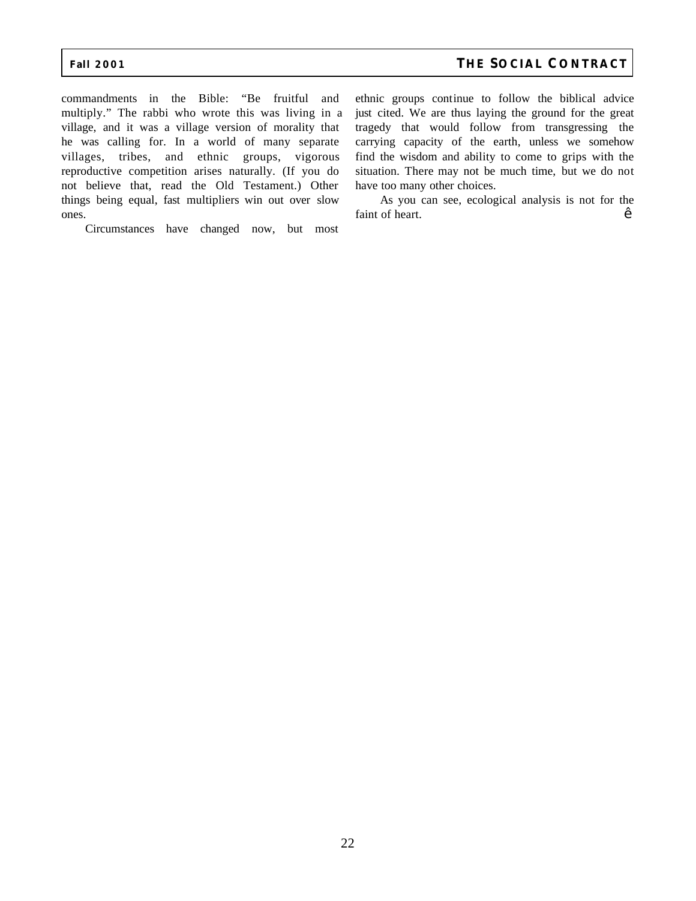commandments in the Bible: "Be fruitful and multiply." The rabbi who wrote this was living in a village, and it was a village version of morality that he was calling for. In a world of many separate villages, tribes, and ethnic groups, vigorous reproductive competition arises naturally. (If you do not believe that, read the Old Testament.) Other things being equal, fast multipliers win out over slow ones.

Circumstances have changed now, but most ethnic groups continue to follow the biblical advice just cited. We are thus laying the ground for the great tragedy that would follow from transgressing the carrying capacity of the earth, unless we somehow find the wisdom and ability to come to grips with the situation. There may not be much time, but we do not have too many other choices.

As you can see, ecological analysis is not for the faint of heart. ê